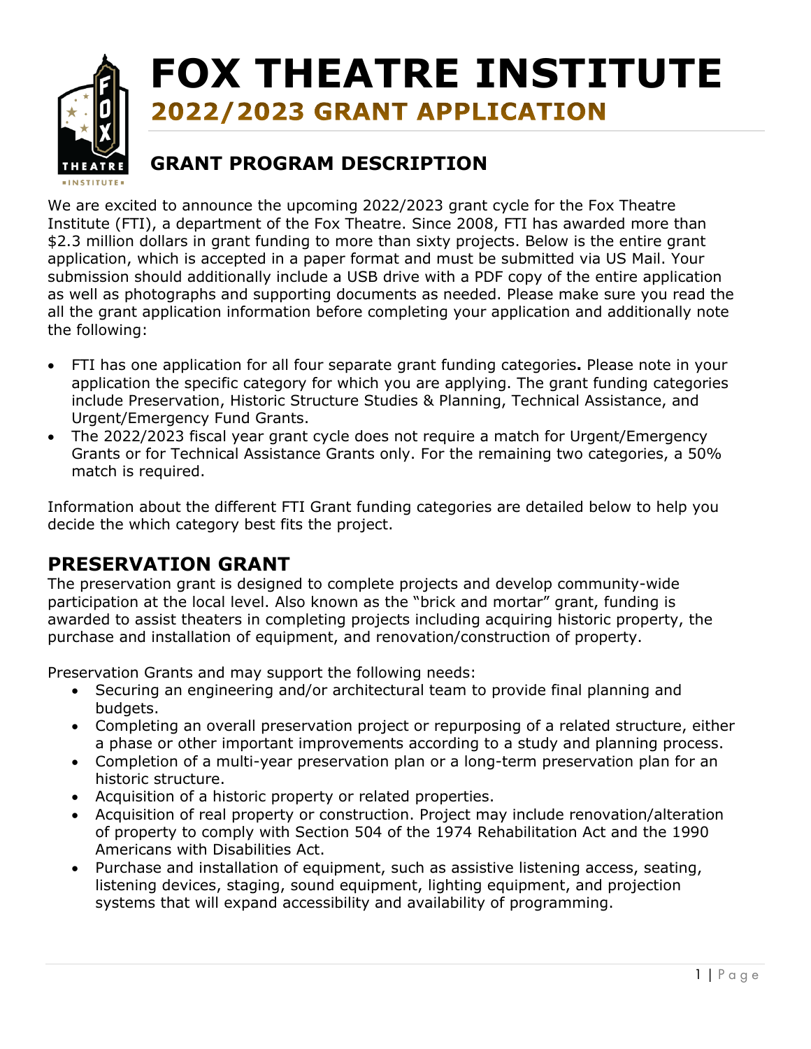# FOX THEATRE INSTITUTE

## 2022/2023 GRANT APPLICATION

## GRANT PROGRAM DESCRIPTION

We are excited to announce the upcoming 2022/2023 grant cycle for the Fox Theatre Institute (FTI), a department of the Fox Theatre. Since 2008, FTI has awarded more than $2.3 million dollars in grant funding to more than sixty projects. Below is the entire grant application, which is accepted in a paper format and must be submitted via US Mail. Your submission should additionally include a USB drive with a PDF copy of the entire application as well as photographs and supporting documents as needed. Please make sure you read the all the grant application information before completing your application and additionally note the following:

- FTI has one application for all four separate grant funding categories**.** Please note in your application the specific category for which you are applying. The grant funding categories include Preservation, Historic Structure Studies & Planning, Technical Assistance, and Urgent/Emergency Fund Grants.
- The 2022/2023 fiscal year grant cycle does not require a match for Urgent/Emergency Grants or for Technical Assistance Grants only. For the remaining two categories, a 50% match is required.

Information about the different FTI Grant funding categories are detailed below to help you decide the which category best fits the project.

## PRESERVATION GRANT

The preservation grant is designed to complete projects and develop community-wide participation at the local level. Also known as the "brick and mortar" grant, funding is awarded to assist theaters in completing projects including acquiring historic property, the purchase and installation of equipment, and renovation/construction of property.

Preservation Grants and may support the following needs:

- Securing an engineering and/or architectural team to provide final planning and budgets.
- Completing an overall preservation project or repurposing of a related structure, either a phase or other important improvements according to a study and planning process.
- Completion of a multi-year preservation plan or a long-term preservation plan for an historic structure.
- Acquisition of a historic property or related properties.
- Acquisition of real property or construction. Project may include renovation/alteration of property to comply with Section 504 of the 1974 Rehabilitation Act and the 1990 Americans with Disabilities Act.
- Purchase and installation of equipment, such as assistive listening access, seating, listening devices, staging, sound equipment, lighting equipment, and projection systems that will expand accessibility and availability of programming.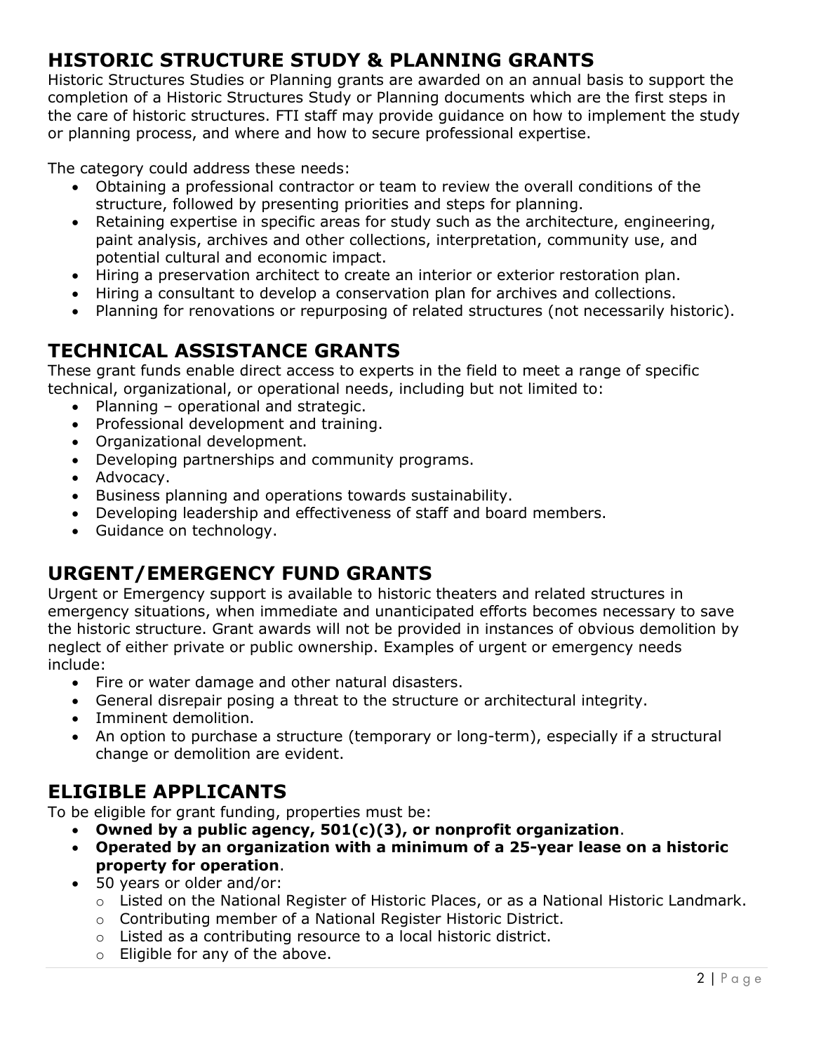## HISTORIC STRUCTURE STUDY & PLANNING GRANTS

Historic Structures Studies or Planning grants are awarded on an annual basis to support the completion of a Historic Structures Study or Planning documents which are the first steps in the care of historic structures. FTI staff may provide guidance on how to implement the study or planning process, and where and how to secure professional expertise.

The category could address these needs:

- Obtaining a professional contractor or team to review the overall conditions of the structure, followed by presenting priorities and steps for planning.
- Retaining expertise in specific areas for study such as the architecture, engineering, paint analysis, archives and other collections, interpretation, community use, and potential cultural and economic impact.
- Hiring a preservation architect to create an interior or exterior restoration plan.
- Hiring a consultant to develop a conservation plan for archives and collections.
- Planning for renovations or repurposing of related structures (not necessarily historic).

## TECHNICAL ASSISTANCE GRANTS

These grant funds enable direct access to experts in the field to meet a range of specific technical, organizational, or operational needs, including but not limited to:

- Planning – operational and strategic.
- Professional development and training.
- Organizational development.
- Developing partnerships and community programs.
- Advocacy.
- Business planning and operations towards sustainability.
- Developing leadership and effectiveness of staff and board members.
- Guidance on technology.

## URGENT/EMERGENCY FUND GRANTS

Urgent or Emergency support is available to historic theaters and related structures in emergency situations, when immediate and unanticipated efforts becomes necessary to save the historic structure. Grant awards will not be provided in instances of obvious demolition by neglect of either private or public ownership. Examples of urgent or emergency needs include:

- Fire or water damage and other natural disasters.
- General disrepair posing a threat to the structure or architectural integrity.
- Imminent demolition.
- An option to purchase a structure (temporary or long-term), especially if a structural change or demolition are evident.

## ELIGIBLE APPLICANTS

To be eligible for grant funding, properties must be:

- **Owned by a public agency, 501(c)(3), or nonprofit organization**.
- **Operated by an organization with a minimum of a 25-year lease on a historic property for operation**.
- 50 years or older and/or:
  - Listed on the National Register of Historic Places, or as a National Historic Landmark.
  - Contributing member of a National Register Historic District.
  - Listed as a contributing resource to a local historic district.
  - Eligible for any of the above.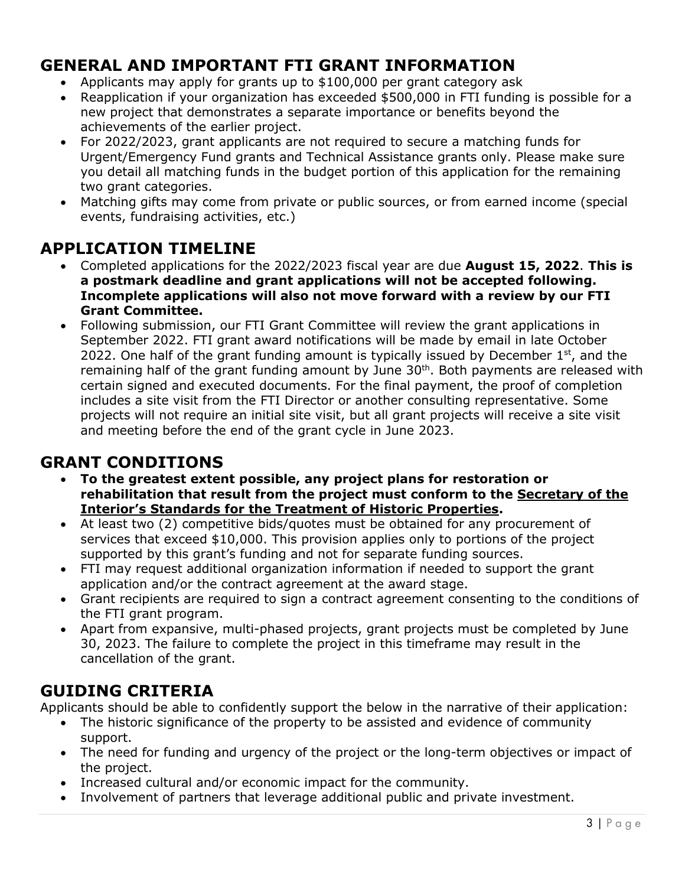## GENERAL AND IMPORTANT FTI GRANT INFORMATION

- Applicants may apply for grants up to $100,000 per grant category ask
- Reapplication if your organization has exceeded $500,000 in FTI funding is possible for a new project that demonstrates a separate importance or benefits beyond the achievements of the earlier project.
- For 2022/2023, grant applicants are not required to secure a matching funds for Urgent/Emergency Fund grants and Technical Assistance grants only. Please make sure you detail all matching funds in the budget portion of this application for the remaining two grant categories.
- Matching gifts may come from private or public sources, or from earned income (special events, fundraising activities, etc.)

## APPLICATION TIMELINE

- Completed applications for the 2022/2023 fiscal year are due **August 15, 2022**. **This is a postmark deadline and grant applications will not be accepted following. Incomplete applications will also not move forward with a review by our FTI Grant Committee.**
- Following submission, our FTI Grant Committee will review the grant applications in September 2022. FTI grant award notifications will be made by email in late October 2022. One half of the grant funding amount is typically issued by December 1st, and the remaining half of the grant funding amount by June 30th. Both payments are released with certain signed and executed documents. For the final payment, the proof of completion includes a site visit from the FTI Director or another consulting representative. Some projects will not require an initial site visit, but all grant projects will receive a site visit and meeting before the end of the grant cycle in June 2023.

## GRANT CONDITIONS

- **To the greatest extent possible, any project plans for restoration or rehabilitation that result from the project must conform to the Secretary of the Interior's Standards for the Treatment of Historic Properties.**
- At least two (2) competitive bids/quotes must be obtained for any procurement of services that exceed $10,000. This provision applies only to portions of the project supported by this grant's funding and not for separate funding sources.
- FTI may request additional organization information if needed to support the grant application and/or the contract agreement at the award stage.
- Grant recipients are required to sign a contract agreement consenting to the conditions of the FTI grant program.
- Apart from expansive, multi-phased projects, grant projects must be completed by June 30, 2023. The failure to complete the project in this timeframe may result in the cancellation of the grant.

## GUIDING CRITERIA

Applicants should be able to confidently support the below in the narrative of their application:

- The historic significance of the property to be assisted and evidence of community support.
- The need for funding and urgency of the project or the long-term objectives or impact of the project.
- Increased cultural and/or economic impact for the community.
- Involvement of partners that leverage additional public and private investment.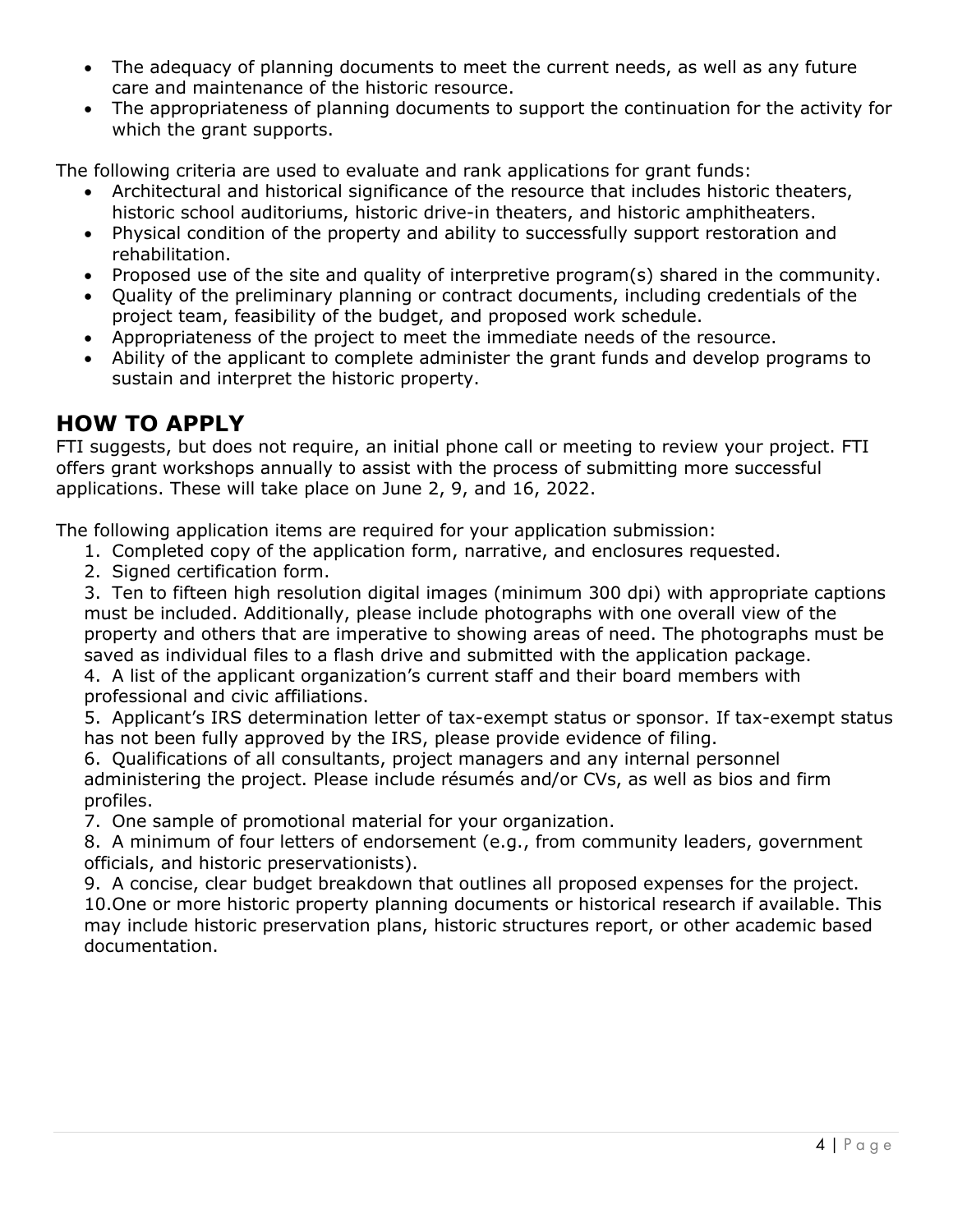- The adequacy of planning documents to meet the current needs, as well as any future care and maintenance of the historic resource.
- The appropriateness of planning documents to support the continuation for the activity for which the grant supports.

The following criteria are used to evaluate and rank applications for grant funds:

- Architectural and historical significance of the resource that includes historic theaters, historic school auditoriums, historic drive-in theaters, and historic amphitheaters.
- Physical condition of the property and ability to successfully support restoration and rehabilitation.
- Proposed use of the site and quality of interpretive program(s) shared in the community.
- Quality of the preliminary planning or contract documents, including credentials of the project team, feasibility of the budget, and proposed work schedule.
- Appropriateness of the project to meet the immediate needs of the resource.
- Ability of the applicant to complete administer the grant funds and develop programs to sustain and interpret the historic property.

## HOW TO APPLY

FTI suggests, but does not require, an initial phone call or meeting to review your project. FTI offers grant workshops annually to assist with the process of submitting more successful applications. These will take place on June 2, 9, and 16, 2022.

The following application items are required for your application submission:

1. Completed copy of the application form, narrative, and enclosures requested.
2. Signed certification form.
3. Ten to fifteen high resolution digital images (minimum 300 dpi) with appropriate captions must be included. Additionally, please include photographs with one overall view of the property and others that are imperative to showing areas of need. The photographs must be saved as individual files to a flash drive and submitted with the application package.
4. A list of the applicant organization's current staff and their board members with professional and civic affiliations.
5. Applicant's IRS determination letter of tax-exempt status or sponsor. If tax-exempt status has not been fully approved by the IRS, please provide evidence of filing.
6. Qualifications of all consultants, project managers and any internal personnel administering the project. Please include résumés and/or CVs, as well as bios and firm profiles.
7. One sample of promotional material for your organization.
8. A minimum of four letters of endorsement (e.g., from community leaders, government officials, and historic preservationists).
9. A concise, clear budget breakdown that outlines all proposed expenses for the project.
10. One or more historic property planning documents or historical research if available. This may include historic preservation plans, historic structures report, or other academic based documentation.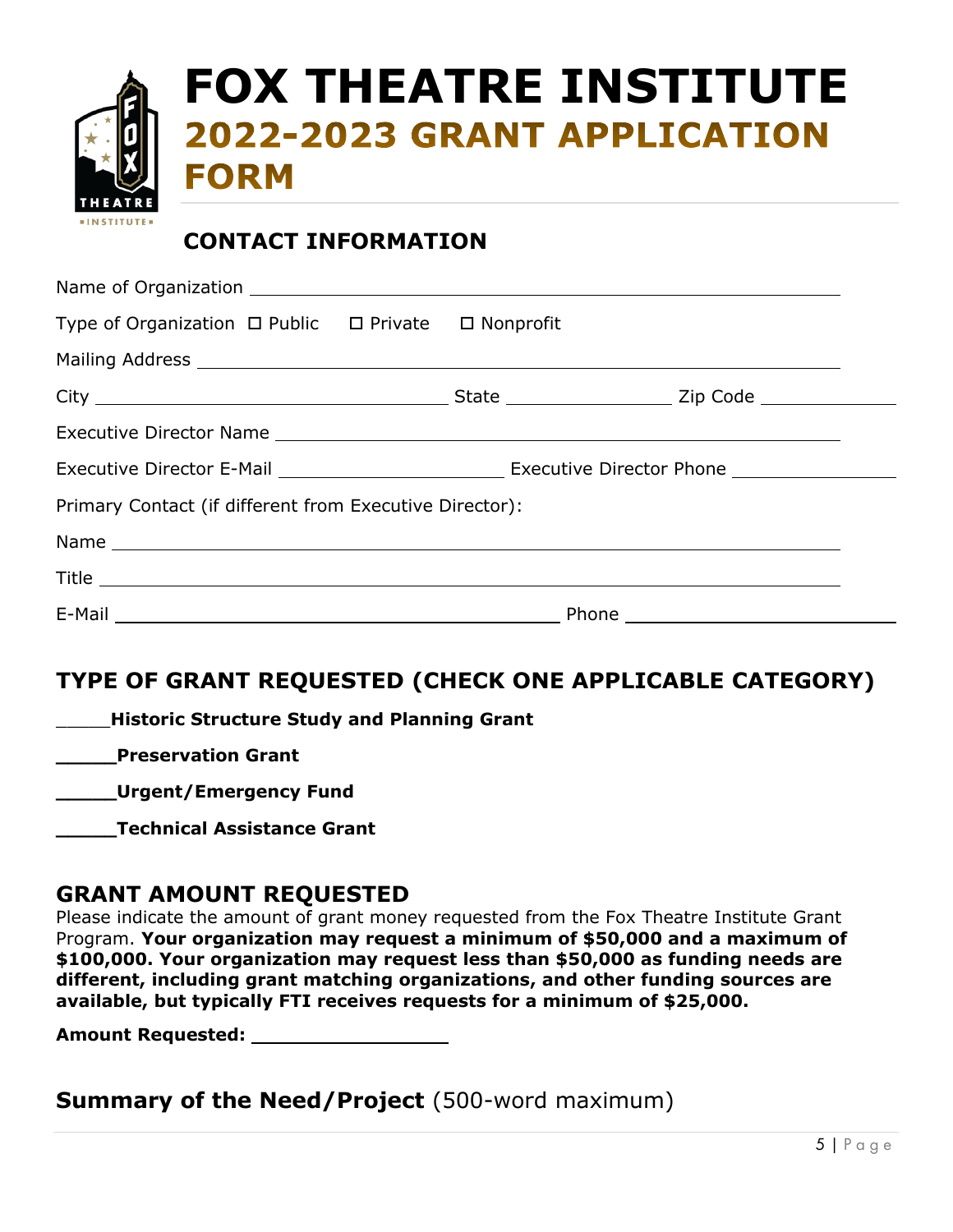# FOX THEATRE INSTITUTE

## 2022-2023 GRANT APPLICATION FORM

### CONTACT INFORMATION

Name of Organization ________________________________________________

Type of Organization ☐ Public ☐ Private ☐ Nonprofit

Mailing Address ________________________________________________

City ______________________ State __________ Zip Code __________

Executive Director Name ________________________________________________

Executive Director E-Mail ______________ Executive Director Phone __________

Primary Contact (if different from Executive Director):

Name ________________________________________________

Title ________________________________________________

E-Mail ______________________ Phone ______________

## TYPE OF GRANT REQUESTED (CHECK ONE APPLICABLE CATEGORY)

_____**Historic Structure Study and Planning Grant**

_____**Preservation Grant**

_____**Urgent/Emergency Fund**

_____**Technical Assistance Grant**

## GRANT AMOUNT REQUESTED

Please indicate the amount of grant money requested from the Fox Theatre Institute Grant Program. **Your organization may request a minimum of $50,000 and a maximum of $100,000. Your organization may request less than $50,000 as funding needs are different, including grant matching organizations, and other funding sources are available, but typically FTI receives requests for a minimum of $25,000.**

**Amount Requested:** ______________

## Summary of the Need/Project (500-word maximum)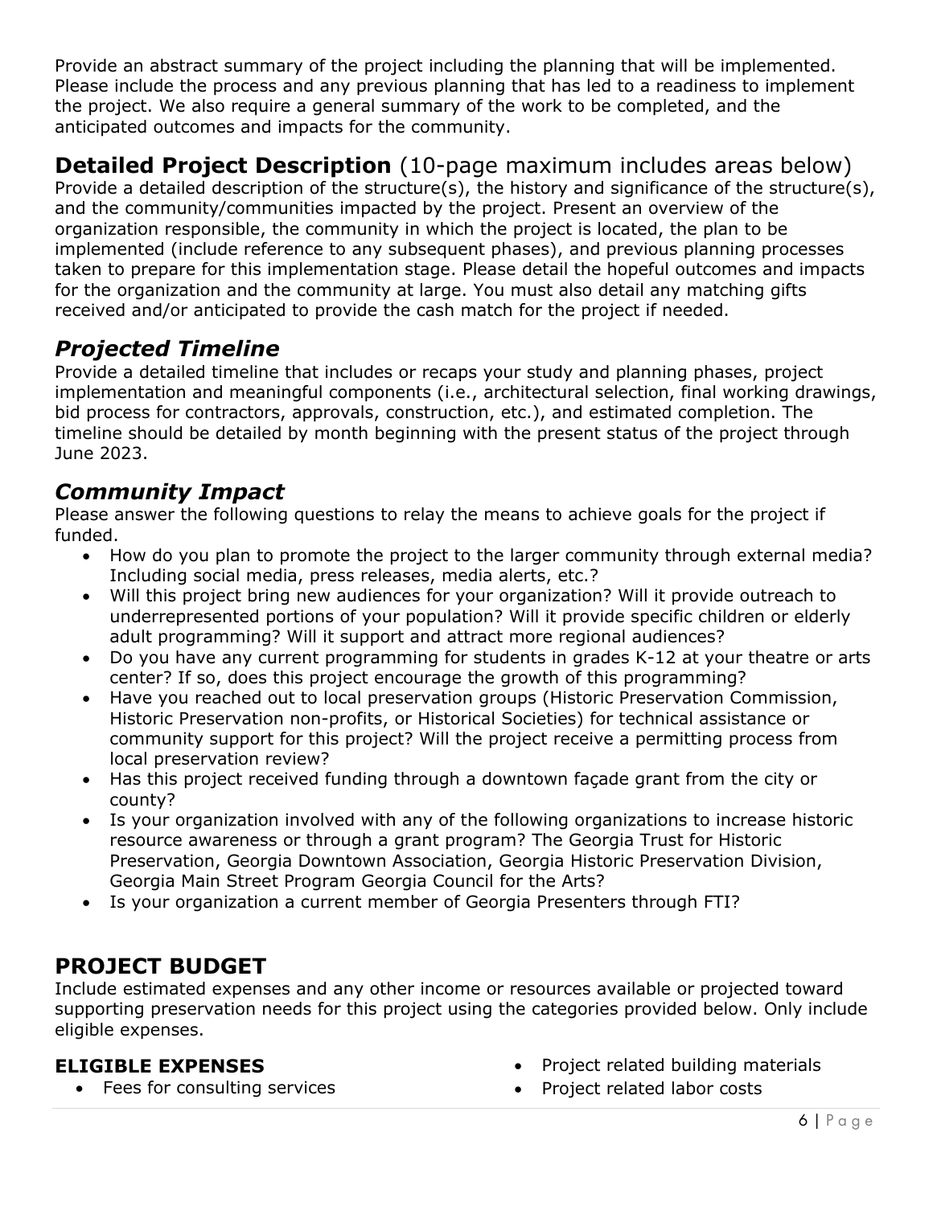Provide an abstract summary of the project including the planning that will be implemented. Please include the process and any previous planning that has led to a readiness to implement the project. We also require a general summary of the work to be completed, and the anticipated outcomes and impacts for the community.

## **Detailed Project Description** (10-page maximum includes areas below)

Provide a detailed description of the structure(s), the history and significance of the structure(s), and the community/communities impacted by the project. Present an overview of the organization responsible, the community in which the project is located, the plan to be implemented (include reference to any subsequent phases), and previous planning processes taken to prepare for this implementation stage. Please detail the hopeful outcomes and impacts for the organization and the community at large. You must also detail any matching gifts received and/or anticipated to provide the cash match for the project if needed.

### *Projected Timeline*

Provide a detailed timeline that includes or recaps your study and planning phases, project implementation and meaningful components (i.e., architectural selection, final working drawings, bid process for contractors, approvals, construction, etc.), and estimated completion. The timeline should be detailed by month beginning with the present status of the project through June 2023.

### *Community Impact*

Please answer the following questions to relay the means to achieve goals for the project if funded.

- How do you plan to promote the project to the larger community through external media? Including social media, press releases, media alerts, etc.?
- Will this project bring new audiences for your organization? Will it provide outreach to underrepresented portions of your population? Will it provide specific children or elderly adult programming? Will it support and attract more regional audiences?
- Do you have any current programming for students in grades K-12 at your theatre or arts center? If so, does this project encourage the growth of this programming?
- Have you reached out to local preservation groups (Historic Preservation Commission, Historic Preservation non-profits, or Historical Societies) for technical assistance or community support for this project? Will the project receive a permitting process from local preservation review?
- Has this project received funding through a downtown façade grant from the city or county?
- Is your organization involved with any of the following organizations to increase historic resource awareness or through a grant program? The Georgia Trust for Historic Preservation, Georgia Downtown Association, Georgia Historic Preservation Division, Georgia Main Street Program Georgia Council for the Arts?
- Is your organization a current member of Georgia Presenters through FTI?

## **PROJECT BUDGET**

Include estimated expenses and any other income or resources available or projected toward supporting preservation needs for this project using the categories provided below. Only include eligible expenses.

### **ELIGIBLE EXPENSES**

- Fees for consulting services
- Project related building materials
- Project related labor costs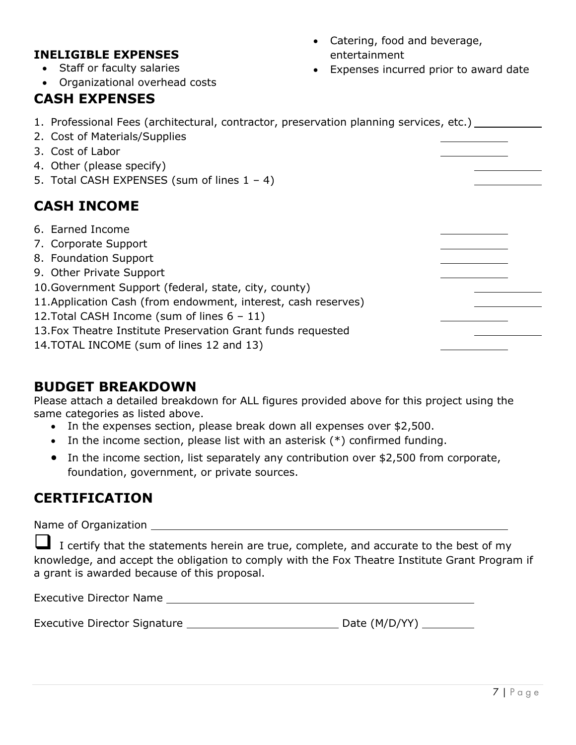### INELIGIBLE EXPENSES

- Staff or faculty salaries
- Organizational overhead costs
- Catering, food and beverage, entertainment
- Expenses incurred prior to award date

## CASH EXPENSES

1. Professional Fees (architectural, contractor, preservation planning services, etc.) ____________
2. Cost of Materials/Supplies ____________
3. Cost of Labor ____________
4. Other (please specify) ____________
5. Total CASH EXPENSES (sum of lines 1 – 4) ____________

## CASH INCOME

6. Earned Income ____________
7. Corporate Support ____________
8. Foundation Support ____________
9. Other Private Support ____________
10. Government Support (federal, state, city, county) ____________
11. Application Cash (from endowment, interest, cash reserves) ____________
12. Total CASH Income (sum of lines 6 – 11) ____________
13. Fox Theatre Institute Preservation Grant funds requested ____________
14. TOTAL INCOME (sum of lines 12 and 13) ____________

## BUDGET BREAKDOWN

Please attach a detailed breakdown for ALL figures provided above for this project using the same categories as listed above.

- In the expenses section, please break down all expenses over $2,500.
- In the income section, please list with an asterisk (*) confirmed funding.
- In the income section, list separately any contribution over $2,500 from corporate, foundation, government, or private sources.

## CERTIFICATION

Name of Organization ____________________________________________

☐ I certify that the statements herein are true, complete, and accurate to the best of my knowledge, and accept the obligation to comply with the Fox Theatre Institute Grant Program if a grant is awarded because of this proposal.

Executive Director Name ____________________________________________

Executive Director Signature ________________________ Date (M/D/YY) __________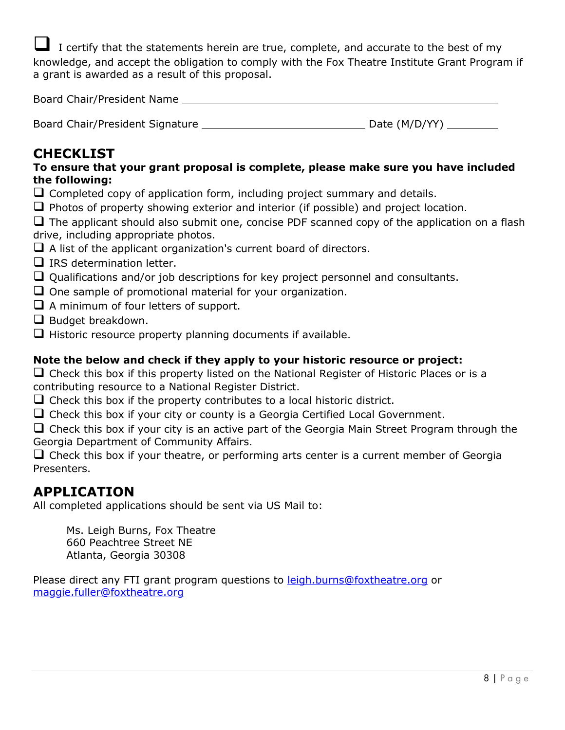☐ I certify that the statements herein are true, complete, and accurate to the best of my knowledge, and accept the obligation to comply with the Fox Theatre Institute Grant Program if a grant is awarded as a result of this proposal.

Board Chair/President Name ______________________________________________

Board Chair/President Signature ____________________________ Date (M/D/YY) _________

## CHECKLIST

**To ensure that your grant proposal is complete, please make sure you have included the following:**

☐ Completed copy of application form, including project summary and details.
☐ Photos of property showing exterior and interior (if possible) and project location.
☐ The applicant should also submit one, concise PDF scanned copy of the application on a flash drive, including appropriate photos.
☐ A list of the applicant organization's current board of directors.
☐ IRS determination letter.
☐ Qualifications and/or job descriptions for key project personnel and consultants.
☐ One sample of promotional material for your organization.
☐ A minimum of four letters of support.
☐ Budget breakdown.
☐ Historic resource property planning documents if available.

**Note the below and check if they apply to your historic resource or project:**

☐ Check this box if this property listed on the National Register of Historic Places or is a contributing resource to a National Register District.
☐ Check this box if the property contributes to a local historic district.
☐ Check this box if your city or county is a Georgia Certified Local Government.
☐ Check this box if your city is an active part of the Georgia Main Street Program through the Georgia Department of Community Affairs.
☐ Check this box if your theatre, or performing arts center is a current member of Georgia Presenters.

## APPLICATION

All completed applications should be sent via US Mail to:

Ms. Leigh Burns, Fox Theatre
660 Peachtree Street NE
Atlanta, Georgia 30308

Please direct any FTI grant program questions to leigh.burns@foxtheatre.org or maggie.fuller@foxtheatre.org